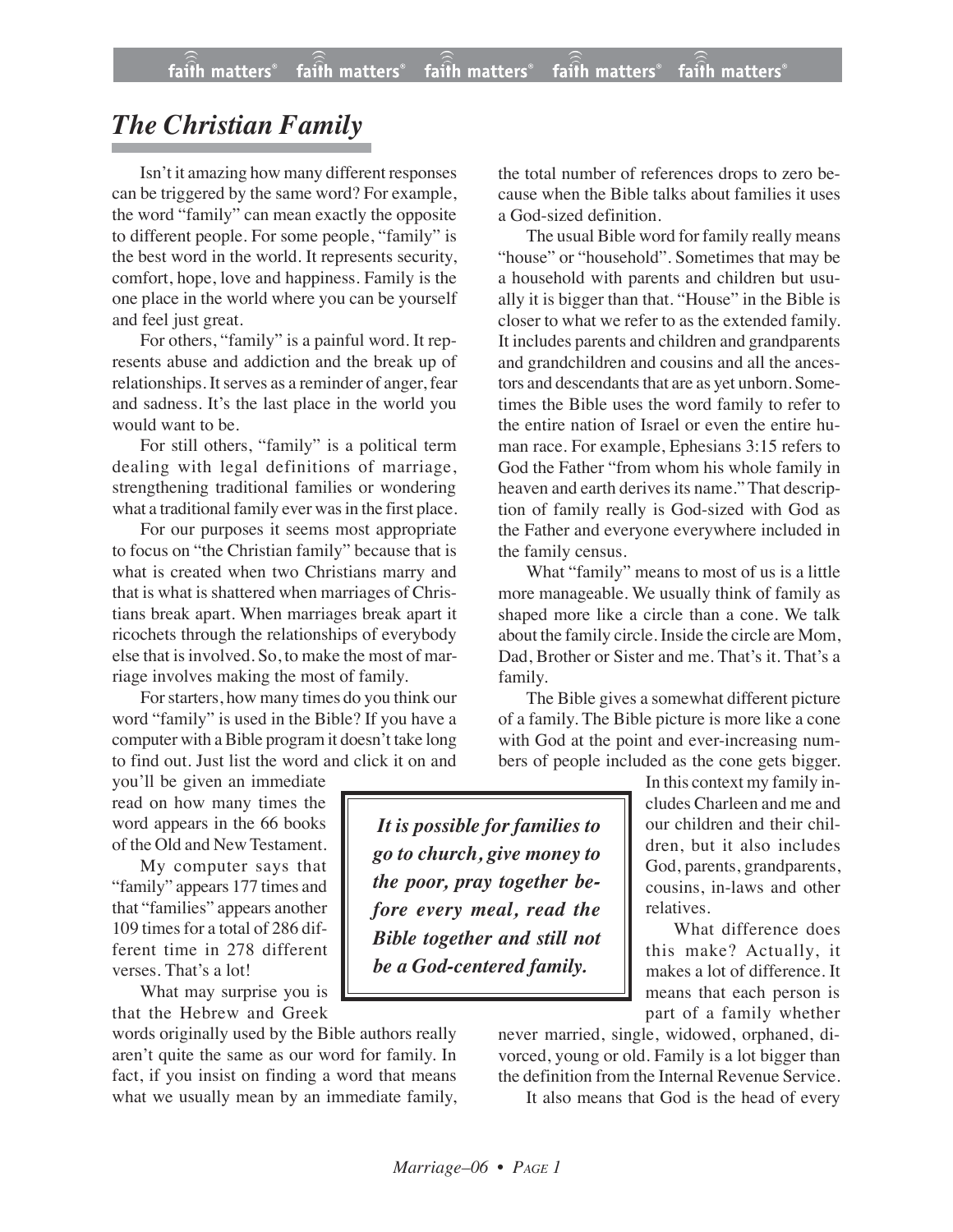# *The Christian Family*

Isn't it amazing how many different responses can be triggered by the same word? For example, the word "family" can mean exactly the opposite to different people. For some people, "family" is the best word in the world. It represents security, comfort, hope, love and happiness. Family is the one place in the world where you can be yourself and feel just great.

For others, "family" is a painful word. It represents abuse and addiction and the break up of relationships. It serves as a reminder of anger, fear and sadness. It's the last place in the world you would want to be.

For still others, "family" is a political term dealing with legal definitions of marriage, strengthening traditional families or wondering what a traditional family ever was in the first place.

For our purposes it seems most appropriate to focus on "the Christian family" because that is what is created when two Christians marry and that is what is shattered when marriages of Christians break apart. When marriages break apart it ricochets through the relationships of everybody else that is involved. So, to make the most of marriage involves making the most of family.

For starters, how many times do you think our word "family" is used in the Bible? If you have a computer with a Bible program it doesn't take long to find out. Just list the word and click it on and you'll be given an immediate read on how many times the word appears in the 66 books of the Old and New Testament.

My computer says that "family" appears 177 times and that "families" appears another 109 times for a total of 286 different time in 278 different verses. That's a lot!

What may surprise you is that the Hebrew and Greek words originally used by the Bible authors really aren't quite the same as our word for family. In fact, if you insist on finding a word that means what we usually mean by an immediate family, the total number of references drops to zero because when the Bible talks about families it uses a God-sized definition.

The usual Bible word for family really means "house" or "household". Sometimes that may be a household with parents and children but usually it is bigger than that. "House" in the Bible is closer to what we refer to as the extended family. It includes parents and children and grandparents and grandchildren and cousins and all the ancestors and descendants that are as yet unborn. Sometimes the Bible uses the word family to refer to the entire nation of Israel or even the entire human race. For example, Ephesians 3:15 refers to God the Father "from whom his whole family in heaven and earth derives its name." That description of family really is God-sized with God as the Father and everyone everywhere included in the family census.

What "family" means to most of us is a little more manageable. We usually think of family as shaped more like a circle than a cone. We talk about the family circle. Inside the circle are Mom, Dad, Brother or Sister and me. That's it. That's a family.

The Bible gives a somewhat different picture of a family. The Bible picture is more like a cone with God at the point and ever-increasing numbers of people included as the cone gets bigger. In this context my family includes Charleen and me and our children and their children, but it also includes God, parents, grandparents, cousins, in-laws and other relatives.

> ***It is possible for families to go to church, give money to the poor, pray together before every meal, read the Bible together and still not be a God-centered family.***

What difference does this make? Actually, it makes a lot of difference. It means that each person is part of a family whether never married, single, widowed, orphaned, divorced, young or old. Family is a lot bigger than the definition from the Internal Revenue Service.

It also means that God is the head of every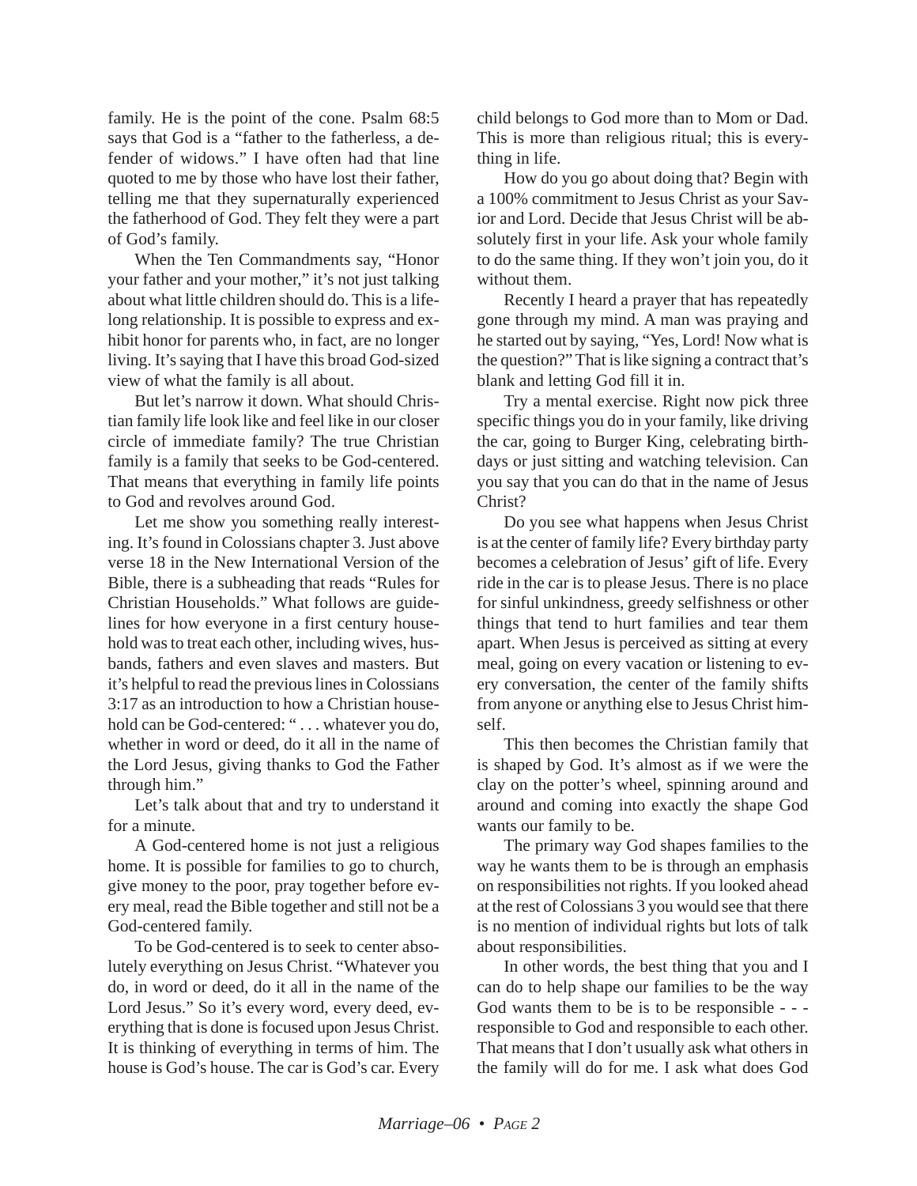family. He is the point of the cone. Psalm 68:5 says that God is a "father to the fatherless, a defender of widows." I have often had that line quoted to me by those who have lost their father, telling me that they supernaturally experienced the fatherhood of God. They felt they were a part of God's family.

When the Ten Commandments say, "Honor your father and your mother," it's not just talking about what little children should do. This is a lifelong relationship. It is possible to express and exhibit honor for parents who, in fact, are no longer living. It's saying that I have this broad God-sized view of what the family is all about.

But let's narrow it down. What should Christian family life look like and feel like in our closer circle of immediate family? The true Christian family is a family that seeks to be God-centered. That means that everything in family life points to God and revolves around God.

Let me show you something really interesting. It's found in Colossians chapter 3. Just above verse 18 in the New International Version of the Bible, there is a subheading that reads "Rules for Christian Households." What follows are guidelines for how everyone in a first century household was to treat each other, including wives, husbands, fathers and even slaves and masters. But it's helpful to read the previous lines in Colossians 3:17 as an introduction to how a Christian household can be God-centered: " . . . whatever you do, whether in word or deed, do it all in the name of the Lord Jesus, giving thanks to God the Father through him."

Let's talk about that and try to understand it for a minute.

A God-centered home is not just a religious home. It is possible for families to go to church, give money to the poor, pray together before every meal, read the Bible together and still not be a God-centered family.

To be God-centered is to seek to center absolutely everything on Jesus Christ. "Whatever you do, in word or deed, do it all in the name of the Lord Jesus." So it's every word, every deed, everything that is done is focused upon Jesus Christ. It is thinking of everything in terms of him. The house is God's house. The car is God's car. Every child belongs to God more than to Mom or Dad. This is more than religious ritual; this is everything in life.

How do you go about doing that? Begin with a 100% commitment to Jesus Christ as your Savior and Lord. Decide that Jesus Christ will be absolutely first in your life. Ask your whole family to do the same thing. If they won't join you, do it without them.

Recently I heard a prayer that has repeatedly gone through my mind. A man was praying and he started out by saying, "Yes, Lord! Now what is the question?" That is like signing a contract that's blank and letting God fill it in.

Try a mental exercise. Right now pick three specific things you do in your family, like driving the car, going to Burger King, celebrating birthdays or just sitting and watching television. Can you say that you can do that in the name of Jesus Christ?

Do you see what happens when Jesus Christ is at the center of family life? Every birthday party becomes a celebration of Jesus' gift of life. Every ride in the car is to please Jesus. There is no place for sinful unkindness, greedy selfishness or other things that tend to hurt families and tear them apart. When Jesus is perceived as sitting at every meal, going on every vacation or listening to every conversation, the center of the family shifts from anyone or anything else to Jesus Christ himself.

This then becomes the Christian family that is shaped by God. It's almost as if we were the clay on the potter's wheel, spinning around and around and coming into exactly the shape God wants our family to be.

The primary way God shapes families to the way he wants them to be is through an emphasis on responsibilities not rights. If you looked ahead at the rest of Colossians 3 you would see that there is no mention of individual rights but lots of talk about responsibilities.

In other words, the best thing that you and I can do to help shape our families to be the way God wants them to be is to be responsible - - - responsible to God and responsible to each other. That means that I don't usually ask what others in the family will do for me. I ask what does God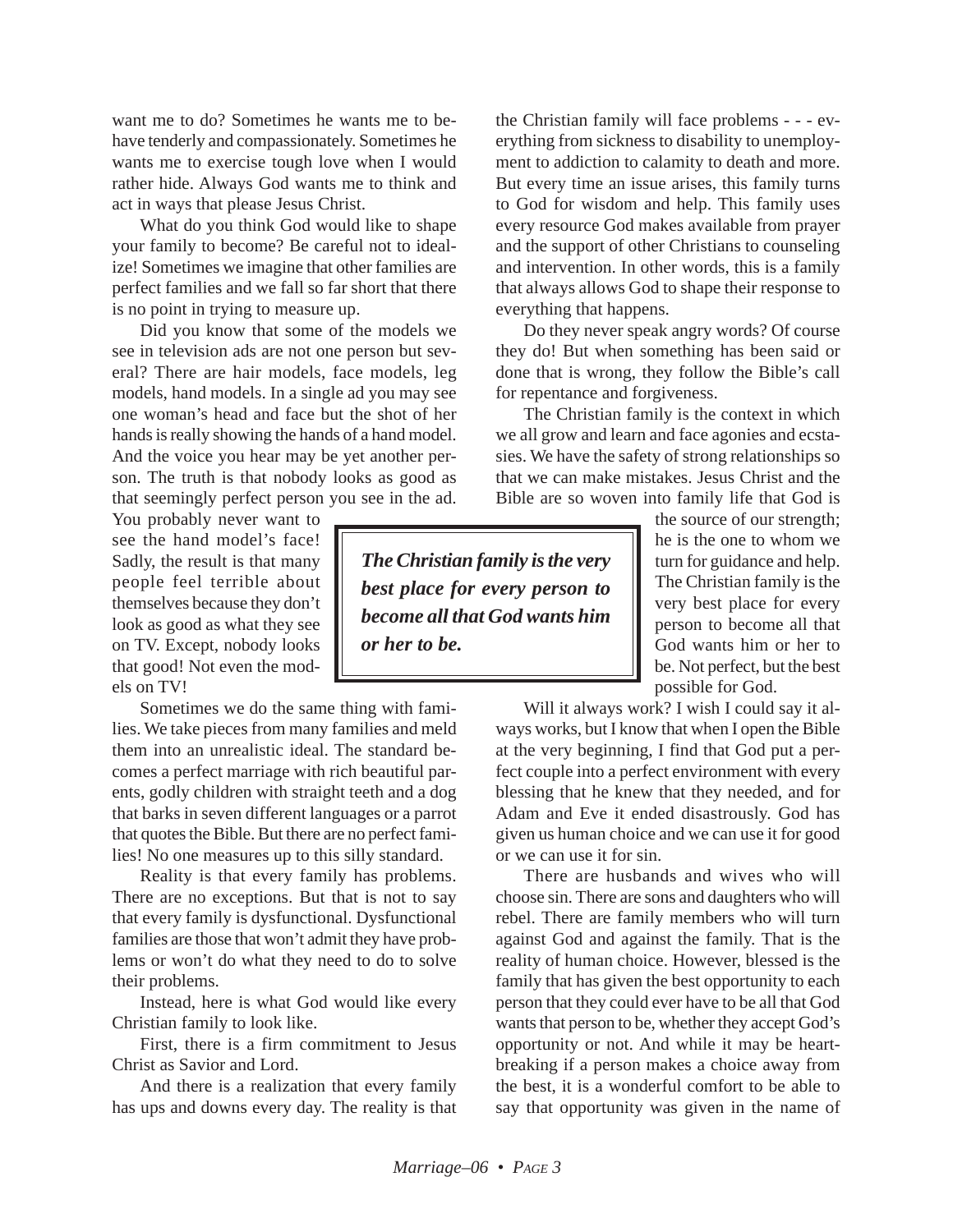want me to do? Sometimes he wants me to behave tenderly and compassionately. Sometimes he wants me to exercise tough love when I would rather hide. Always God wants me to think and act in ways that please Jesus Christ.

What do you think God would like to shape your family to become? Be careful not to idealize! Sometimes we imagine that other families are perfect families and we fall so far short that there is no point in trying to measure up.

Did you know that some of the models we see in television ads are not one person but several? There are hair models, face models, leg models, hand models. In a single ad you may see one woman's head and face but the shot of her hands is really showing the hands of a hand model. And the voice you hear may be yet another person. The truth is that nobody looks as good as that seemingly perfect person you see in the ad. You probably never want to see the hand model's face! Sadly, the result is that many people feel terrible about themselves because they don't look as good as what they see on TV. Except, nobody looks that good! Not even the models on TV!

Sometimes we do the same thing with families. We take pieces from many families and meld them into an unrealistic ideal. The standard becomes a perfect marriage with rich beautiful parents, godly children with straight teeth and a dog that barks in seven different languages or a parrot that quotes the Bible. But there are no perfect families! No one measures up to this silly standard.

Reality is that every family has problems. There are no exceptions. But that is not to say that every family is dysfunctional. Dysfunctional families are those that won't admit they have problems or won't do what they need to do to solve their problems.

Instead, here is what God would like every Christian family to look like.

First, there is a firm commitment to Jesus Christ as Savior and Lord.

And there is a realization that every family has ups and downs every day. The reality is that the Christian family will face problems - - - everything from sickness to disability to unemployment to addiction to calamity to death and more. But every time an issue arises, this family turns to God for wisdom and help. This family uses every resource God makes available from prayer and the support of other Christians to counseling and intervention. In other words, this is a family that always allows God to shape their response to everything that happens.

Do they never speak angry words? Of course they do! But when something has been said or done that is wrong, they follow the Bible's call for repentance and forgiveness.

The Christian family is the context in which we all grow and learn and face agonies and ecstasies. We have the safety of strong relationships so that we can make mistakes. Jesus Christ and the Bible are so woven into family life that God is the source of our strength; he is the one to whom we turn for guidance and help. The Christian family is the very best place for every person to become all that God wants him or her to be. Not perfect, but the best possible for God.

> ***The Christian family is the very best place for every person to become all that God wants him or her to be.***

Will it always work? I wish I could say it always works, but I know that when I open the Bible at the very beginning, I find that God put a perfect couple into a perfect environment with every blessing that he knew that they needed, and for Adam and Eve it ended disastrously. God has given us human choice and we can use it for good or we can use it for sin.

There are husbands and wives who will choose sin. There are sons and daughters who will rebel. There are family members who will turn against God and against the family. That is the reality of human choice. However, blessed is the family that has given the best opportunity to each person that they could ever have to be all that God wants that person to be, whether they accept God's opportunity or not. And while it may be heartbreaking if a person makes a choice away from the best, it is a wonderful comfort to be able to say that opportunity was given in the name of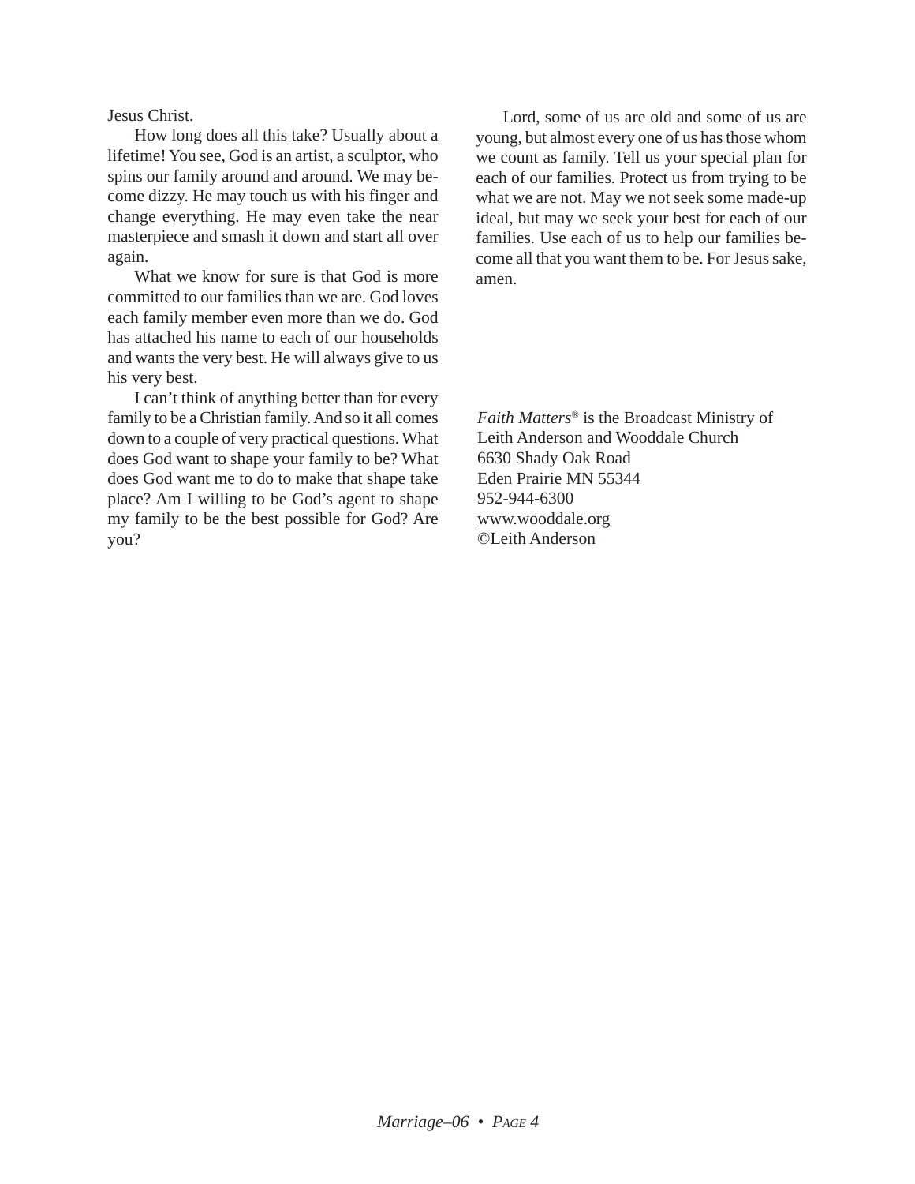Jesus Christ.

How long does all this take? Usually about a lifetime! You see, God is an artist, a sculptor, who spins our family around and around. We may become dizzy. He may touch us with his finger and change everything. He may even take the near masterpiece and smash it down and start all over again.

What we know for sure is that God is more committed to our families than we are. God loves each family member even more than we do. God has attached his name to each of our households and wants the very best. He will always give to us his very best.

I can't think of anything better than for every family to be a Christian family. And so it all comes down to a couple of very practical questions. What does God want to shape your family to be? What does God want me to do to make that shape take place? Am I willing to be God's agent to shape my family to be the best possible for God? Are you?

Lord, some of us are old and some of us are young, but almost every one of us has those whom we count as family. Tell us your special plan for each of our families. Protect us from trying to be what we are not. May we not seek some made-up ideal, but may we seek your best for each of our families. Use each of us to help our families become all that you want them to be. For Jesus sake, amen.

*Faith Matters*® is the Broadcast Ministry of
Leith Anderson and Wooddale Church
6630 Shady Oak Road
Eden Prairie MN 55344
952-944-6300
www.wooddale.org
©Leith Anderson